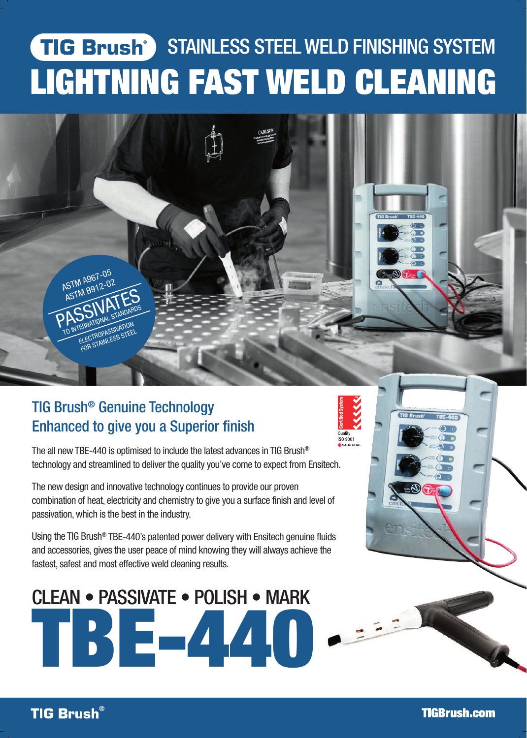# TIG Brush® STAINLESS STEEL WELD FINISHING SYSTEM

# LIGHTNING FAST WELD CLEANING

ASTM A967-05
ASTM B912-02
PASSIVATES
TO INTERNATIONAL STANDARDS
ELECTROPASSIVATION
FOR STAINLESS STEEL

## TIG Brush® Genuine Technology
## Enhanced to give you a Superior finish

Certified System
Quality
ISO 9001
SAI GLOBAL

The all new TBE-440 is optimised to include the latest advances in TIG Brush® technology and streamlined to deliver the quality you've come to expect from Ensitech.

The new design and innovative technology continues to provide our proven combination of heat, electricity and chemistry to give you a surface finish and level of passivation, which is the best in the industry.

Using the TIG Brush® TBE-440's patented power delivery with Ensitech genuine fluids and accessories, gives the user peace of mind knowing they will always achieve the fastest, safest and most effective weld cleaning results.

## CLEAN • PASSIVATE • POLISH • MARK

# TBE-440

TIG Brush®

TIGBrush.com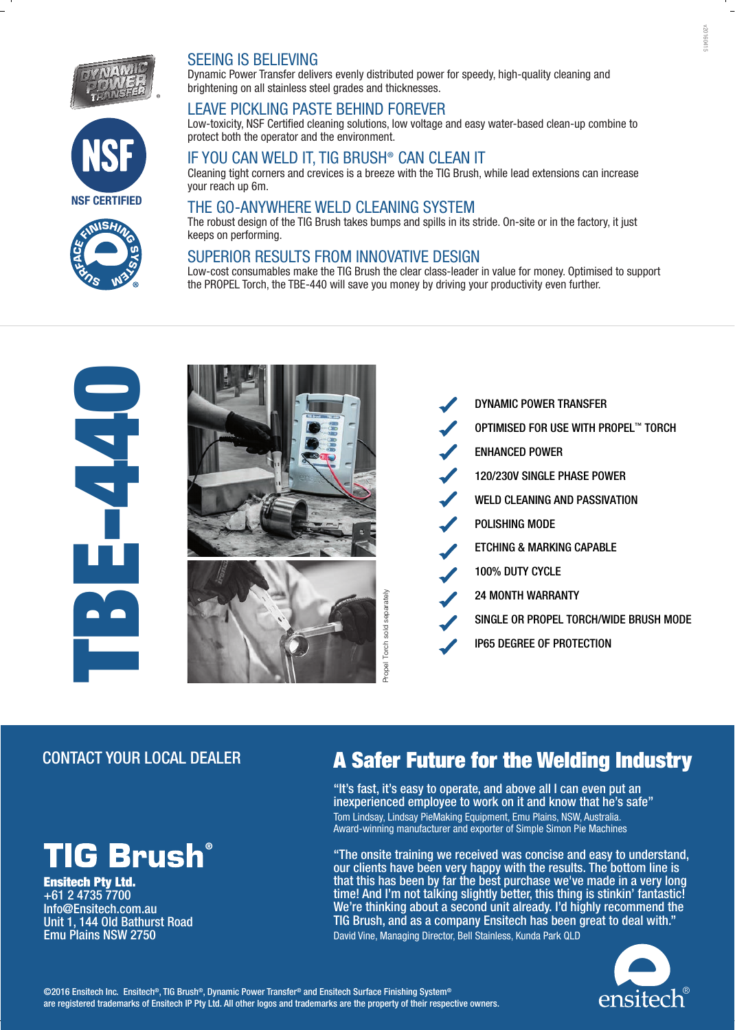## SEEING IS BELIEVING

Dynamic Power Transfer delivers evenly distributed power for speedy, high-quality cleaning and brightening on all stainless steel grades and thicknesses.

## LEAVE PICKLING PASTE BEHIND FOREVER

Low-toxicity, NSF Certified cleaning solutions, low voltage and easy water-based clean-up combine to protect both the operator and the environment.

## IF YOU CAN WELD IT, TIG BRUSH® CAN CLEAN IT

Cleaning tight corners and crevices is a breeze with the TIG Brush, while lead extensions can increase your reach up 6m.

## THE GO-ANYWHERE WELD CLEANING SYSTEM

The robust design of the TIG Brush takes bumps and spills in its stride. On-site or in the factory, it just keeps on performing.

## SUPERIOR RESULTS FROM INNOVATIVE DESIGN

Low-cost consumables make the TIG Brush the clear class-leader in value for money. Optimised to support the PROPEL Torch, the TBE-440 will save you money by driving your productivity even further.

# TBE-440

Propel Torch sold separately

- DYNAMIC POWER TRANSFER
- OPTIMISED FOR USE WITH PROPEL™ TORCH
- ENHANCED POWER
- 120/230V SINGLE PHASE POWER
- WELD CLEANING AND PASSIVATION
- POLISHING MODE
- ETCHING & MARKING CAPABLE
- 100% DUTY CYCLE
- 24 MONTH WARRANTY
- SINGLE OR PROPEL TORCH/WIDE BRUSH MODE
- IP65 DEGREE OF PROTECTION

## CONTACT YOUR LOCAL DEALER

**TIG Brush®**

**Ensitech Pty Ltd.**
+61 2 4735 7700
Info@Ensitech.com.au
Unit 1, 144 Old Bathurst Road
Emu Plains NSW 2750

## A Safer Future for the Welding Industry

"It's fast, it's easy to operate, and above all I can even put an inexperienced employee to work on it and know that he's safe"
Tom Lindsay, Lindsay PieMaking Equipment, Emu Plains, NSW, Australia.
Award-winning manufacturer and exporter of Simple Simon Pie Machines

"The onsite training we received was concise and easy to understand, our clients have been very happy with the results. The bottom line is that this has been by far the best purchase we've made in a very long time! And I'm not talking slightly better, this thing is stinkin' fantastic! We're thinking about a second unit already. I'd highly recommend the TIG Brush, and as a company Ensitech has been great to deal with."
David Vine, Managing Director, Bell Stainless, Kunda Park QLD

©2016 Ensitech Inc. Ensitech®, TIG Brush®, Dynamic Power Transfer® and Ensitech Surface Finishing System® are registered trademarks of Ensitech IP Pty Ltd. All other logos and trademarks are the property of their respective owners.